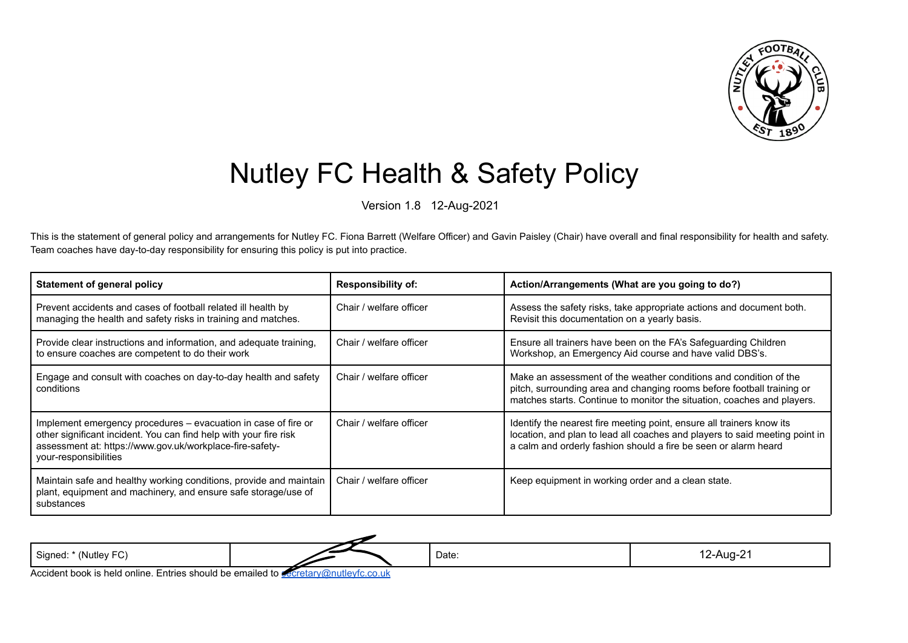# Nutley FC Health & Safety Policy

Version 1.8   12-Aug-2021

This is the statement of general policy and arrangements for Nutley FC. Fiona Barrett (Welfare Officer) and Gavin Paisley (Chair) have overall and final responsibility for health and safety. Team coaches have day-to-day responsibility for ensuring this policy is put into practice.

| Statement of general policy | Responsibility of: | Action/Arrangements (What are you going to do?) |
|---|---|---|
| Prevent accidents and cases of football related ill health by managing the health and safety risks in training and matches. | Chair / welfare officer | Assess the safety risks, take appropriate actions and document both. Revisit this documentation on a yearly basis. |
| Provide clear instructions and information, and adequate training, to ensure coaches are competent to do their work | Chair / welfare officer | Ensure all trainers have been on the FA's Safeguarding Children Workshop, an Emergency Aid course and have valid DBS's. |
| Engage and consult with coaches on day-to-day health and safety conditions | Chair / welfare officer | Make an assessment of the weather conditions and condition of the pitch, surrounding area and changing rooms before football training or matches starts. Continue to monitor the situation, coaches and players. |
| Implement emergency procedures – evacuation in case of fire or other significant incident. You can find help with your fire risk assessment at: https://www.gov.uk/workplace-fire-safety-your-responsibilities | Chair / welfare officer | Identify the nearest fire meeting point, ensure all trainers know its location, and plan to lead all coaches and players to said meeting point in a calm and orderly fashion should a fire be seen or alarm heard |
| Maintain safe and healthy working conditions, provide and maintain plant, equipment and machinery, and ensure safe storage/use of substances | Chair / welfare officer | Keep equipment in working order and a clean state. |

| Signed: * (Nutley FC) | | Date: | 12-Aug-21 |
|---|---|---|---|

Accident book is held online. Entries should be emailed to secretary@nutleyfc.co.uk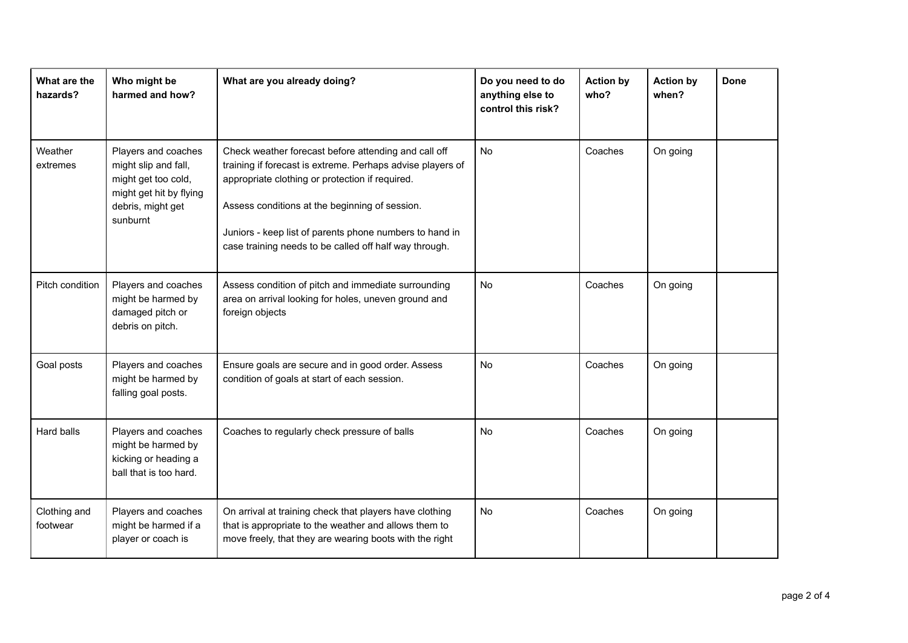| What are the hazards? | Who might be harmed and how? | What are you already doing? | Do you need to do anything else to control this risk? | Action by who? | Action by when? | Done |
| --- | --- | --- | --- | --- | --- | --- |
| Weather extremes | Players and coaches might slip and fall, might get too cold, might get hit by flying debris, might get sunburnt | Check weather forecast before attending and call off training if forecast is extreme. Perhaps advise players of appropriate clothing or protection if required.<br><br>Assess conditions at the beginning of session.<br><br>Juniors - keep list of parents phone numbers to hand in case training needs to be called off half way through. | No | Coaches | On going | |
| Pitch condition | Players and coaches might be harmed by damaged pitch or debris on pitch. | Assess condition of pitch and immediate surrounding area on arrival looking for holes, uneven ground and foreign objects | No | Coaches | On going | |
| Goal posts | Players and coaches might be harmed by falling goal posts. | Ensure goals are secure and in good order. Assess condition of goals at start of each session. | No | Coaches | On going | |
| Hard balls | Players and coaches might be harmed by kicking or heading a ball that is too hard. | Coaches to regularly check pressure of balls | No | Coaches | On going | |
| Clothing and footwear | Players and coaches might be harmed if a player or coach is | On arrival at training check that players have clothing that is appropriate to the weather and allows them to move freely, that they are wearing boots with the right | No | Coaches | On going | |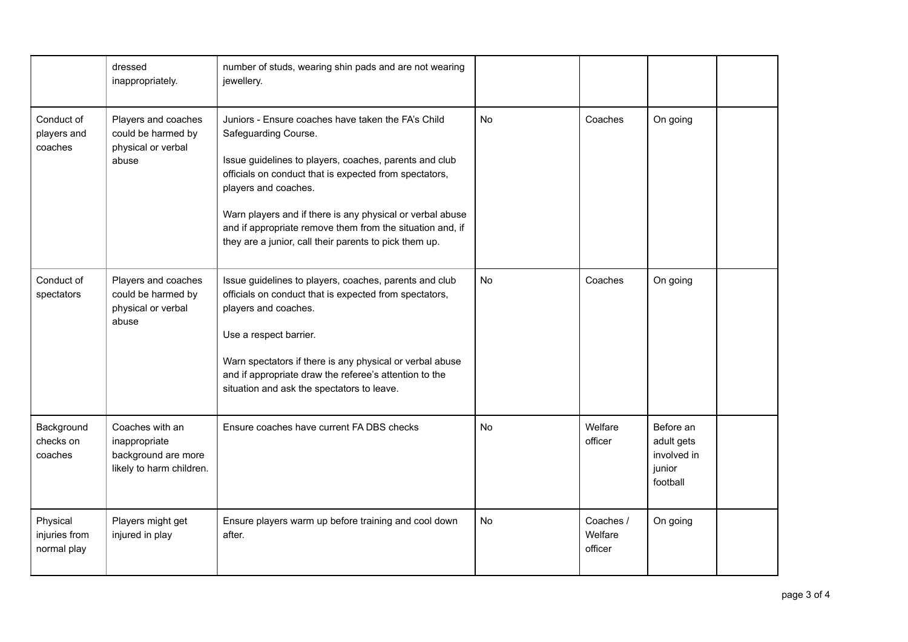| | | | | | | |
|---|---|---|---|---|---|---|
| | dressed inappropriately. | number of studs, wearing shin pads and are not wearing jewellery. | | | | |
| Conduct of players and coaches | Players and coaches could be harmed by physical or verbal abuse | Juniors - Ensure coaches have taken the FA's Child Safeguarding Course.<br><br>Issue guidelines to players, coaches, parents and club officials on conduct that is expected from spectators, players and coaches.<br><br>Warn players and if there is any physical or verbal abuse and if appropriate remove them from the situation and, if they are a junior, call their parents to pick them up. | No | Coaches | On going | |
| Conduct of spectators | Players and coaches could be harmed by physical or verbal abuse | Issue guidelines to players, coaches, parents and club officials on conduct that is expected from spectators, players and coaches.<br><br>Use a respect barrier.<br><br>Warn spectators if there is any physical or verbal abuse and if appropriate draw the referee's attention to the situation and ask the spectators to leave. | No | Coaches | On going | |
| Background checks on coaches | Coaches with an inappropriate background are more likely to harm children. | Ensure coaches have current FA DBS checks | No | Welfare officer | Before an adult gets involved in junior football | |
| Physical injuries from normal play | Players might get injured in play | Ensure players warm up before training and cool down after. | No | Coaches / Welfare officer | On going | |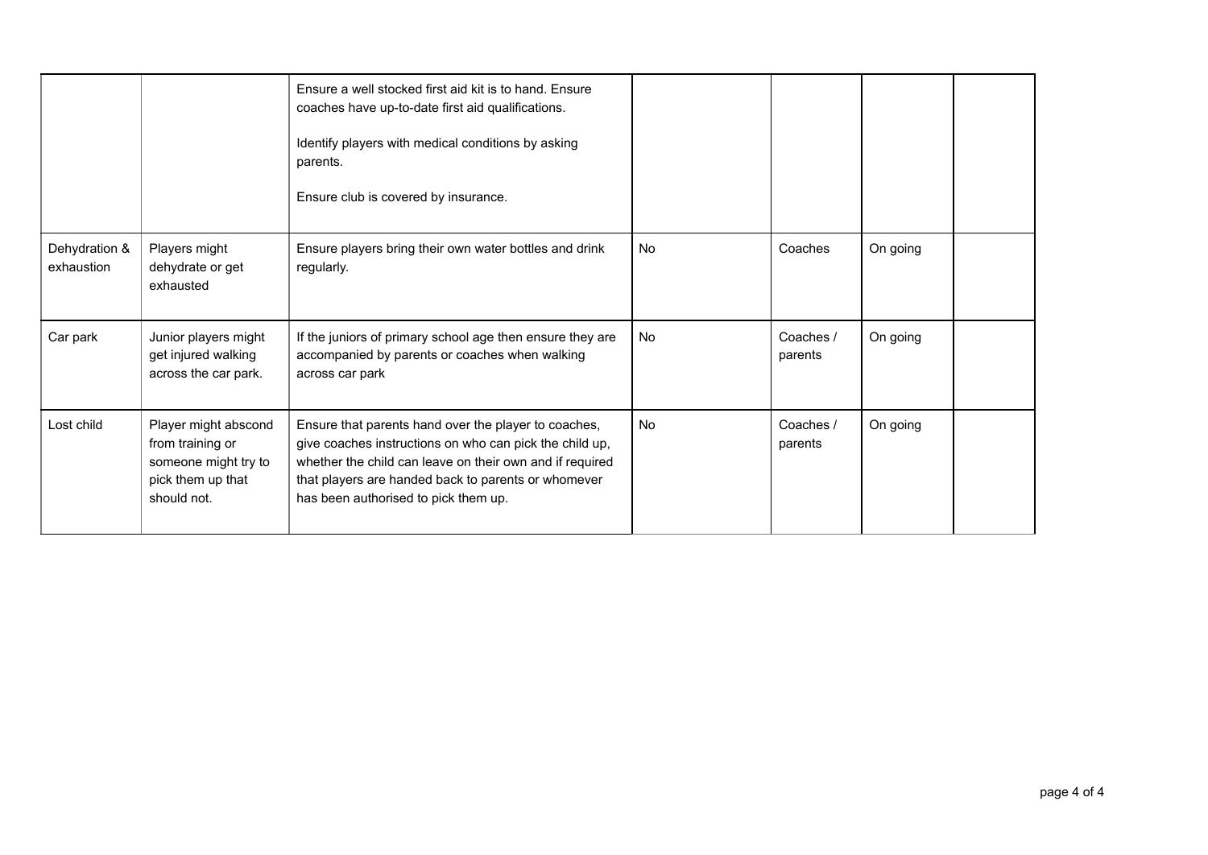| | | | | | | |
|---|---|---|---|---|---|---|
| | | Ensure a well stocked first aid kit is to hand. Ensure coaches have up-to-date first aid qualifications.<br><br>Identify players with medical conditions by asking parents.<br><br>Ensure club is covered by insurance. | | | | |
| Dehydration & exhaustion | Players might dehydrate or get exhausted | Ensure players bring their own water bottles and drink regularly. | No | Coaches | On going | |
| Car park | Junior players might get injured walking across the car park. | If the juniors of primary school age then ensure they are accompanied by parents or coaches when walking across car park | No | Coaches / parents | On going | |
| Lost child | Player might abscond from training or someone might try to pick them up that should not. | Ensure that parents hand over the player to coaches, give coaches instructions on who can pick the child up, whether the child can leave on their own and if required that players are handed back to parents or whomever has been authorised to pick them up. | No | Coaches / parents | On going | |